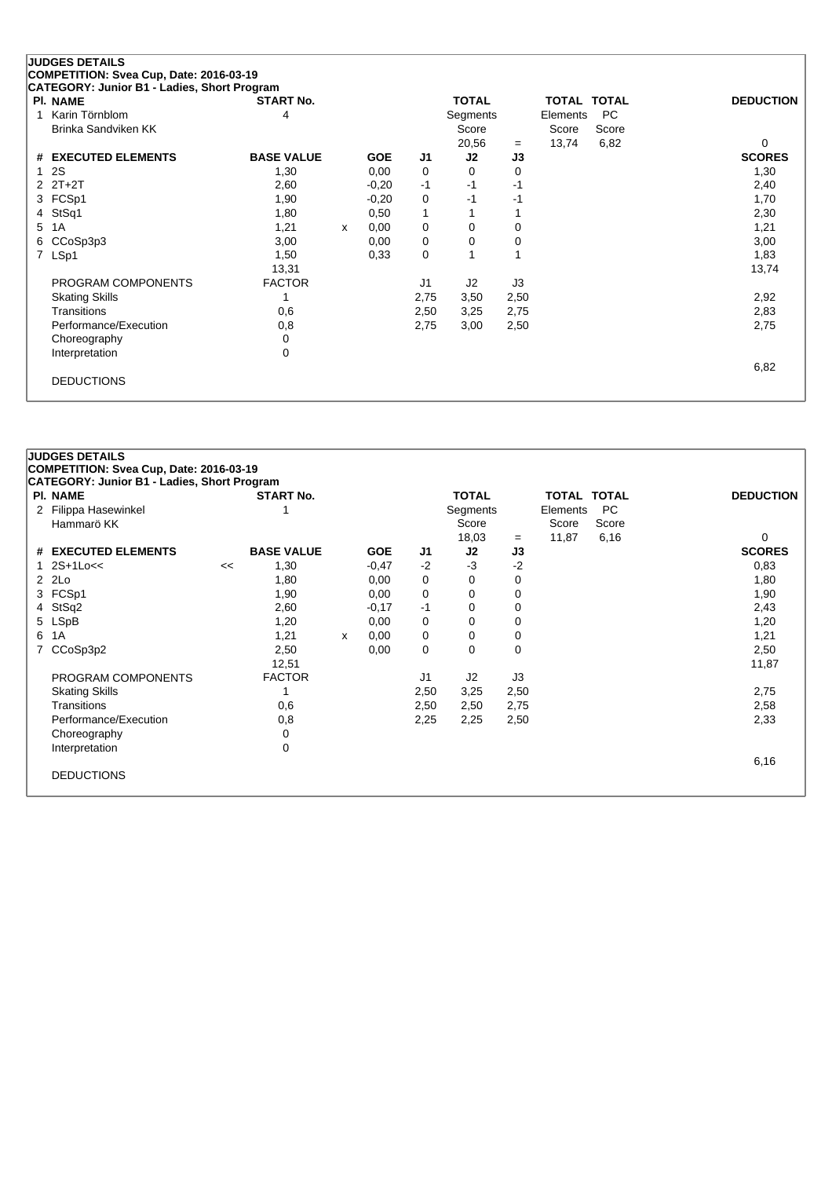**JUDGES DETAILS**

**COMPETITION: Svea Cup, Date: 2016-03-19**

**CATEGORY: Junior B1 - Ladies, Short Program**

| Pl. | NAME | START No. | TOTAL Segments Score | = | TOTAL Elements Score | TOTAL PC Score | DEDUCTION |
|---|---|---|---|---|---|---|---|
| 1 | Karin Törnblom<br>Brinka Sandviken KK | 4 | 20,56 | = | 13,74 | 6,82 | 0 |

| # | EXECUTED ELEMENTS | | BASE VALUE | | GOE | J1 | J2 | J3 | SCORES |
|---|---|---|---|---|---|---|---|---|---|
| 1 | 2S | | 1,30 | | 0,00 | 0 | 0 | 0 | 1,30 |
| 2 | 2T+2T | | 2,60 | | -0,20 | -1 | -1 | -1 | 2,40 |
| 3 | FCSp1 | | 1,90 | | -0,20 | 0 | -1 | -1 | 1,70 |
| 4 | StSq1 | | 1,80 | | 0,50 | 1 | 1 | 1 | 2,30 |
| 5 | 1A | | 1,21 | x | 0,00 | 0 | 0 | 0 | 1,21 |
| 6 | CCoSp3p3 | | 3,00 | | 0,00 | 0 | 0 | 0 | 3,00 |
| 7 | LSp1 | | 1,50 | | 0,33 | 0 | 1 | 1 | 1,83 |
| | | | 13,31 | | | | | | 13,74 |

| PROGRAM COMPONENTS | FACTOR | J1 | J2 | J3 | |
|---|---|---|---|---|---|
| Skating Skills | 1 | 2,75 | 3,50 | 2,50 | 2,92 |
| Transitions | 0,6 | 2,50 | 3,25 | 2,75 | 2,83 |
| Performance/Execution | 0,8 | 2,75 | 3,00 | 2,50 | 2,75 |
| Choreography | 0 | | | | |
| Interpretation | 0 | | | | |
| | | | | | 6,82 |

DEDUCTIONS

**JUDGES DETAILS**

**COMPETITION: Svea Cup, Date: 2016-03-19**

**CATEGORY: Junior B1 - Ladies, Short Program**

| Pl. | NAME | START No. | TOTAL Segments Score | = | TOTAL Elements Score | TOTAL PC Score | DEDUCTION |
|---|---|---|---|---|---|---|---|
| 2 | Filippa Hasewinkel<br>Hammarö KK | 1 | 18,03 | = | 11,87 | 6,16 | 0 |

| # | EXECUTED ELEMENTS | | BASE VALUE | | GOE | J1 | J2 | J3 | SCORES |
|---|---|---|---|---|---|---|---|---|---|
| 1 | 2S+1Lo<< | << | 1,30 | | -0,47 | -2 | -3 | -2 | 0,83 |
| 2 | 2Lo | | 1,80 | | 0,00 | 0 | 0 | 0 | 1,80 |
| 3 | FCSp1 | | 1,90 | | 0,00 | 0 | 0 | 0 | 1,90 |
| 4 | StSq2 | | 2,60 | | -0,17 | -1 | 0 | 0 | 2,43 |
| 5 | LSpB | | 1,20 | | 0,00 | 0 | 0 | 0 | 1,20 |
| 6 | 1A | | 1,21 | x | 0,00 | 0 | 0 | 0 | 1,21 |
| 7 | CCoSp3p2 | | 2,50 | | 0,00 | 0 | 0 | 0 | 2,50 |
| | | | 12,51 | | | | | | 11,87 |

| PROGRAM COMPONENTS | FACTOR | J1 | J2 | J3 | |
|---|---|---|---|---|---|
| Skating Skills | 1 | 2,50 | 3,25 | 2,50 | 2,75 |
| Transitions | 0,6 | 2,50 | 2,50 | 2,75 | 2,58 |
| Performance/Execution | 0,8 | 2,25 | 2,25 | 2,50 | 2,33 |
| Choreography | 0 | | | | |
| Interpretation | 0 | | | | |
| | | | | | 6,16 |

DEDUCTIONS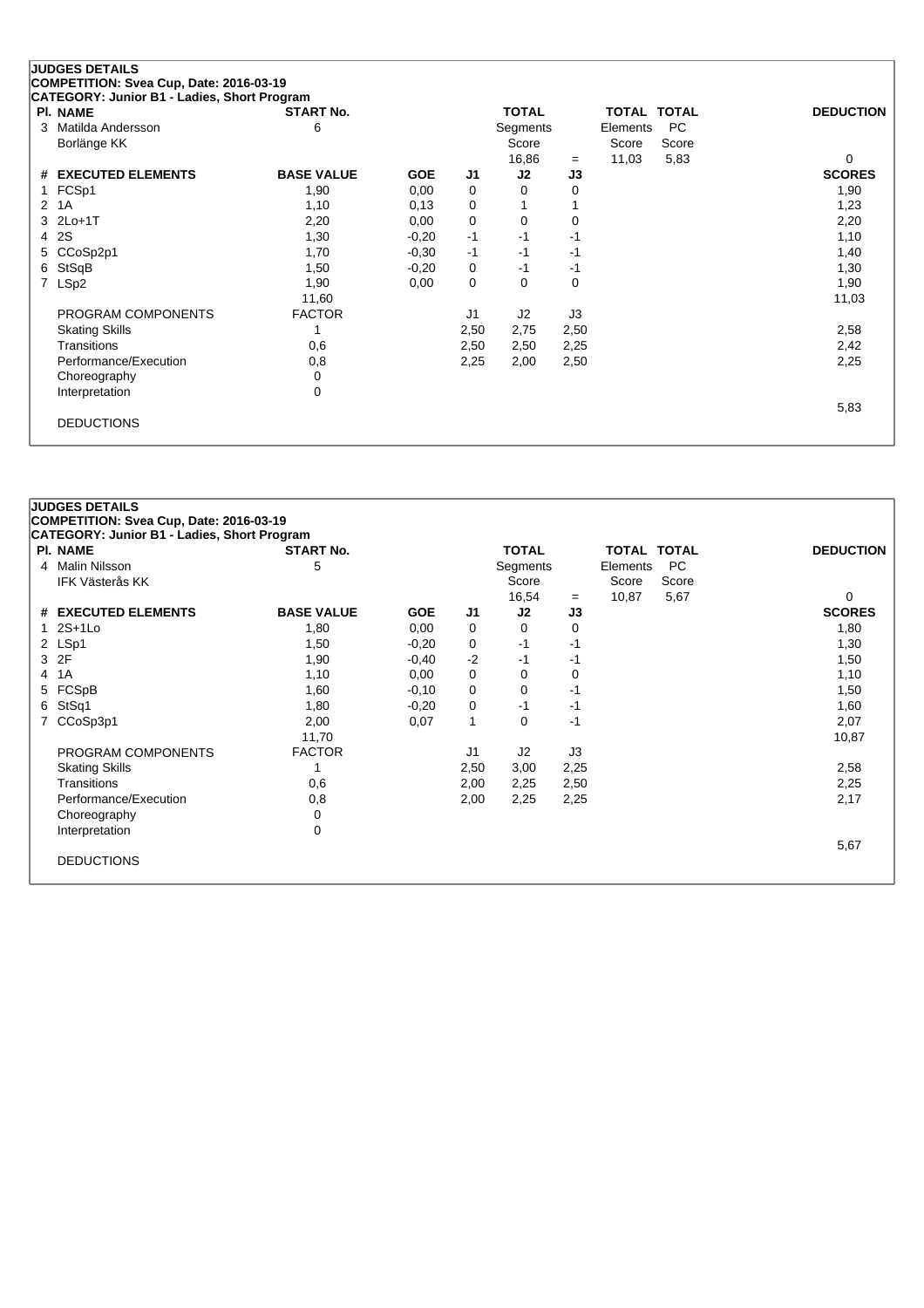## JUDGES DETAILS

**COMPETITION: Svea Cup, Date: 2016-03-19**

**CATEGORY: Junior B1 - Ladies, Short Program**

| Pl. | NAME | START No. | TOTAL Segments Score | = | TOTAL Elements Score | TOTAL PC Score | DEDUCTION |
|---|---|---|---|---|---|---|---|
| 3 | Matilda Andersson, Borlänge KK | 6 | 16,86 | = | 11,03 | 5,83 | 0 |

| # | EXECUTED ELEMENTS | BASE VALUE | GOE | J1 | J2 | J3 | SCORES |
|---|---|---|---|---|---|---|---|
| 1 | FCSp1 | 1,90 | 0,00 | 0 | 0 | 0 | 1,90 |
| 2 | 1A | 1,10 | 0,13 | 0 | 1 | 1 | 1,23 |
| 3 | 2Lo+1T | 2,20 | 0,00 | 0 | 0 | 0 | 2,20 |
| 4 | 2S | 1,30 | -0,20 | -1 | -1 | -1 | 1,10 |
| 5 | CCoSp2p1 | 1,70 | -0,30 | -1 | -1 | -1 | 1,40 |
| 6 | StSqB | 1,50 | -0,20 | 0 | -1 | -1 | 1,30 |
| 7 | LSp2 | 1,90 | 0,00 | 0 | 0 | 0 | 1,90 |
| | | 11,60 | | | | | 11,03 |

| PROGRAM COMPONENTS | FACTOR | J1 | J2 | J3 | |
|---|---|---|---|---|---|
| Skating Skills | 1 | 2,50 | 2,75 | 2,50 | 2,58 |
| Transitions | 0,6 | 2,50 | 2,50 | 2,25 | 2,42 |
| Performance/Execution | 0,8 | 2,25 | 2,00 | 2,50 | 2,25 |
| Choreography | 0 | | | | |
| Interpretation | 0 | | | | |
| | | | | | 5,83 |
| DEDUCTIONS | | | | | |

## JUDGES DETAILS

**COMPETITION: Svea Cup, Date: 2016-03-19**

**CATEGORY: Junior B1 - Ladies, Short Program**

| Pl. | NAME | START No. | TOTAL Segments Score | = | TOTAL Elements Score | TOTAL PC Score | DEDUCTION |
|---|---|---|---|---|---|---|---|
| 4 | Malin Nilsson, IFK Västerås KK | 5 | 16,54 | = | 10,87 | 5,67 | 0 |

| # | EXECUTED ELEMENTS | BASE VALUE | GOE | J1 | J2 | J3 | SCORES |
|---|---|---|---|---|---|---|---|
| 1 | 2S+1Lo | 1,80 | 0,00 | 0 | 0 | 0 | 1,80 |
| 2 | LSp1 | 1,50 | -0,20 | 0 | -1 | -1 | 1,30 |
| 3 | 2F | 1,90 | -0,40 | -2 | -1 | -1 | 1,50 |
| 4 | 1A | 1,10 | 0,00 | 0 | 0 | 0 | 1,10 |
| 5 | FCSpB | 1,60 | -0,10 | 0 | 0 | -1 | 1,50 |
| 6 | StSq1 | 1,80 | -0,20 | 0 | -1 | -1 | 1,60 |
| 7 | CCoSp3p1 | 2,00 | 0,07 | 1 | 0 | -1 | 2,07 |
| | | 11,70 | | | | | 10,87 |

| PROGRAM COMPONENTS | FACTOR | J1 | J2 | J3 | |
|---|---|---|---|---|---|
| Skating Skills | 1 | 2,50 | 3,00 | 2,25 | 2,58 |
| Transitions | 0,6 | 2,00 | 2,25 | 2,50 | 2,25 |
| Performance/Execution | 0,8 | 2,00 | 2,25 | 2,25 | 2,17 |
| Choreography | 0 | | | | |
| Interpretation | 0 | | | | |
| | | | | | 5,67 |
| DEDUCTIONS | | | | | |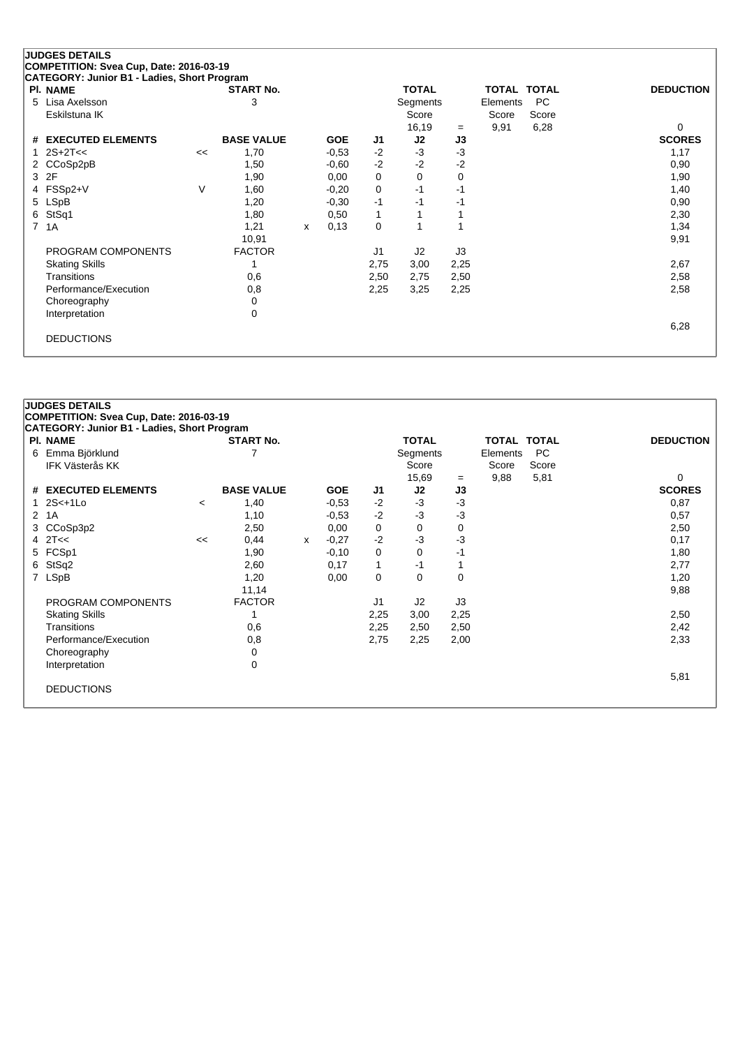**JUDGES DETAILS**
**COMPETITION: Svea Cup, Date: 2016-03-19**
**CATEGORY: Junior B1 - Ladies, Short Program**

| Pl. | NAME | START No. | TOTAL Segments Score | = | TOTAL Elements Score | TOTAL PC Score | DEDUCTION |
|---|---|---|---|---|---|---|---|
| 5 | Lisa Axelsson, Eskilstuna IK | 3 | 16,19 | = | 9,91 | 6,28 | 0 |

| # | EXECUTED ELEMENTS | | BASE VALUE | | GOE | J1 | J2 | J3 | SCORES |
|---|---|---|---|---|---|---|---|---|---|
| 1 | 2S+2T<< | << | 1,70 | | -0,53 | -2 | -3 | -3 | 1,17 |
| 2 | CCoSp2pB | | 1,50 | | -0,60 | -2 | -2 | -2 | 0,90 |
| 3 | 2F | | 1,90 | | 0,00 | 0 | 0 | 0 | 1,90 |
| 4 | FSSp2+V | V | 1,60 | | -0,20 | 0 | -1 | -1 | 1,40 |
| 5 | LSpB | | 1,20 | | -0,30 | -1 | -1 | -1 | 0,90 |
| 6 | StSq1 | | 1,80 | | 0,50 | 1 | 1 | 1 | 2,30 |
| 7 | 1A | | 1,21 | x | 0,13 | 0 | 1 | 1 | 1,34 |
| | | | 10,91 | | | | | | 9,91 |

| PROGRAM COMPONENTS | FACTOR | J1 | J2 | J3 | SCORES |
|---|---|---|---|---|---|
| Skating Skills | 1 | 2,75 | 3,00 | 2,25 | 2,67 |
| Transitions | 0,6 | 2,50 | 2,75 | 2,50 | 2,58 |
| Performance/Execution | 0,8 | 2,25 | 3,25 | 2,25 | 2,58 |
| Choreography | 0 | | | | |
| Interpretation | 0 | | | | |
| | | | | | 6,28 |
| DEDUCTIONS | | | | | |

**JUDGES DETAILS**
**COMPETITION: Svea Cup, Date: 2016-03-19**
**CATEGORY: Junior B1 - Ladies, Short Program**

| Pl. | NAME | START No. | TOTAL Segments Score | = | TOTAL Elements Score | TOTAL PC Score | DEDUCTION |
|---|---|---|---|---|---|---|---|
| 6 | Emma Björklund, IFK Västerås KK | 7 | 15,69 | = | 9,88 | 5,81 | 0 |

| # | EXECUTED ELEMENTS | | BASE VALUE | | GOE | J1 | J2 | J3 | SCORES |
|---|---|---|---|---|---|---|---|---|---|
| 1 | 2S<+1Lo | < | 1,40 | | -0,53 | -2 | -3 | -3 | 0,87 |
| 2 | 1A | | 1,10 | | -0,53 | -2 | -3 | -3 | 0,57 |
| 3 | CCoSp3p2 | | 2,50 | | 0,00 | 0 | 0 | 0 | 2,50 |
| 4 | 2T<< | << | 0,44 | x | -0,27 | -2 | -3 | -3 | 0,17 |
| 5 | FCSp1 | | 1,90 | | -0,10 | 0 | 0 | -1 | 1,80 |
| 6 | StSq2 | | 2,60 | | 0,17 | 1 | -1 | 1 | 2,77 |
| 7 | LSpB | | 1,20 | | 0,00 | 0 | 0 | 0 | 1,20 |
| | | | 11,14 | | | | | | 9,88 |

| PROGRAM COMPONENTS | FACTOR | J1 | J2 | J3 | SCORES |
|---|---|---|---|---|---|
| Skating Skills | 1 | 2,25 | 3,00 | 2,25 | 2,50 |
| Transitions | 0,6 | 2,25 | 2,50 | 2,50 | 2,42 |
| Performance/Execution | 0,8 | 2,75 | 2,25 | 2,00 | 2,33 |
| Choreography | 0 | | | | |
| Interpretation | 0 | | | | |
| | | | | | 5,81 |
| DEDUCTIONS | | | | | |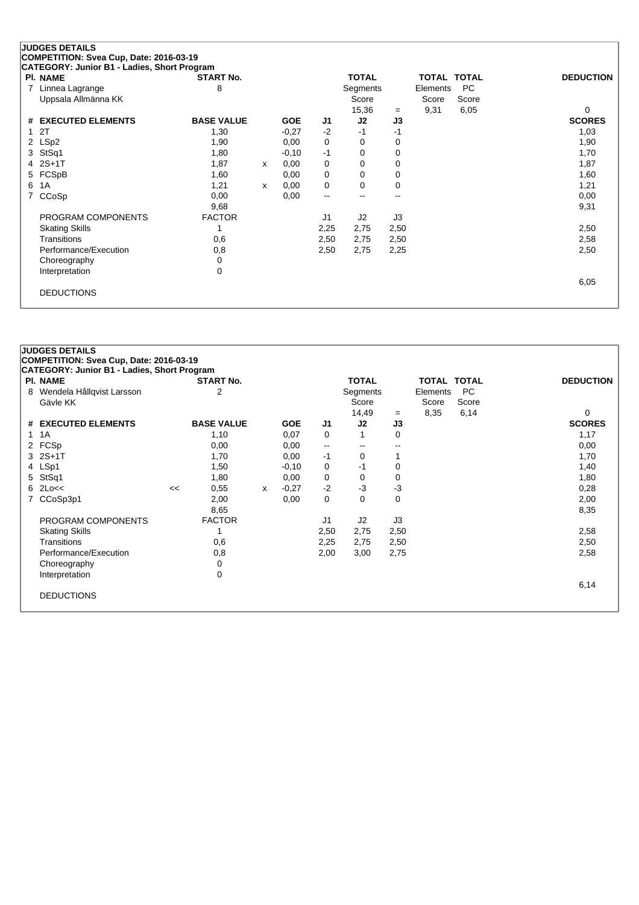**JUDGES DETAILS**
**COMPETITION: Svea Cup, Date: 2016-03-19**
**CATEGORY: Junior B1 - Ladies, Short Program**

| Pl. | NAME | START No. | TOTAL Segments Score | | TOTAL Elements Score | TOTAL PC Score | DEDUCTION |
|---|---|---|---|---|---|---|---|
| 7 | Linnea Lagrange<br>Uppsala Allmänna KK | 8 | 15,36 | = | 9,31 | 6,05 | 0 |

| # | EXECUTED ELEMENTS | | BASE VALUE | | GOE | J1 | J2 | J3 | SCORES |
|---|---|---|---|---|---|---|---|---|---|
| 1 | 2T | | 1,30 | | -0,27 | -2 | -1 | -1 | 1,03 |
| 2 | LSp2 | | 1,90 | | 0,00 | 0 | 0 | 0 | 1,90 |
| 3 | StSq1 | | 1,80 | | -0,10 | -1 | 0 | 0 | 1,70 |
| 4 | 2S+1T | | 1,87 | x | 0,00 | 0 | 0 | 0 | 1,87 |
| 5 | FCSpB | | 1,60 | | 0,00 | 0 | 0 | 0 | 1,60 |
| 6 | 1A | | 1,21 | x | 0,00 | 0 | 0 | 0 | 1,21 |
| 7 | CCoSp | | 0,00 | | 0,00 | -- | -- | -- | 0,00 |
| | | | 9,68 | | | | | | 9,31 |
| | PROGRAM COMPONENTS | | FACTOR | | | J1 | J2 | J3 | |
| | Skating Skills | | 1 | | | 2,25 | 2,75 | 2,50 | 2,50 |
| | Transitions | | 0,6 | | | 2,50 | 2,75 | 2,50 | 2,58 |
| | Performance/Execution | | 0,8 | | | 2,50 | 2,75 | 2,25 | 2,50 |
| | Choreography | | 0 | | | | | | |
| | Interpretation | | 0 | | | | | | |
| | | | | | | | | | 6,05 |
| | DEDUCTIONS | | | | | | | | |

**JUDGES DETAILS**
**COMPETITION: Svea Cup, Date: 2016-03-19**
**CATEGORY: Junior B1 - Ladies, Short Program**

| Pl. | NAME | START No. | TOTAL Segments Score | | TOTAL Elements Score | TOTAL PC Score | DEDUCTION |
|---|---|---|---|---|---|---|---|
| 8 | Wendela Hållqvist Larsson<br>Gävle KK | 2 | 14,49 | = | 8,35 | 6,14 | 0 |

| # | EXECUTED ELEMENTS | | BASE VALUE | | GOE | J1 | J2 | J3 | SCORES |
|---|---|---|---|---|---|---|---|---|---|
| 1 | 1A | | 1,10 | | 0,07 | 0 | 1 | 0 | 1,17 |
| 2 | FCSp | | 0,00 | | 0,00 | -- | -- | -- | 0,00 |
| 3 | 2S+1T | | 1,70 | | 0,00 | -1 | 0 | 1 | 1,70 |
| 4 | LSp1 | | 1,50 | | -0,10 | 0 | -1 | 0 | 1,40 |
| 5 | StSq1 | | 1,80 | | 0,00 | 0 | 0 | 0 | 1,80 |
| 6 | 2Lo<< | << | 0,55 | x | -0,27 | -2 | -3 | -3 | 0,28 |
| 7 | CCoSp3p1 | | 2,00 | | 0,00 | 0 | 0 | 0 | 2,00 |
| | | | 8,65 | | | | | | 8,35 |
| | PROGRAM COMPONENTS | | FACTOR | | | J1 | J2 | J3 | |
| | Skating Skills | | 1 | | | 2,50 | 2,75 | 2,50 | 2,58 |
| | Transitions | | 0,6 | | | 2,25 | 2,75 | 2,50 | 2,50 |
| | Performance/Execution | | 0,8 | | | 2,00 | 3,00 | 2,75 | 2,58 |
| | Choreography | | 0 | | | | | | |
| | Interpretation | | 0 | | | | | | |
| | | | | | | | | | 6,14 |
| | DEDUCTIONS | | | | | | | | |